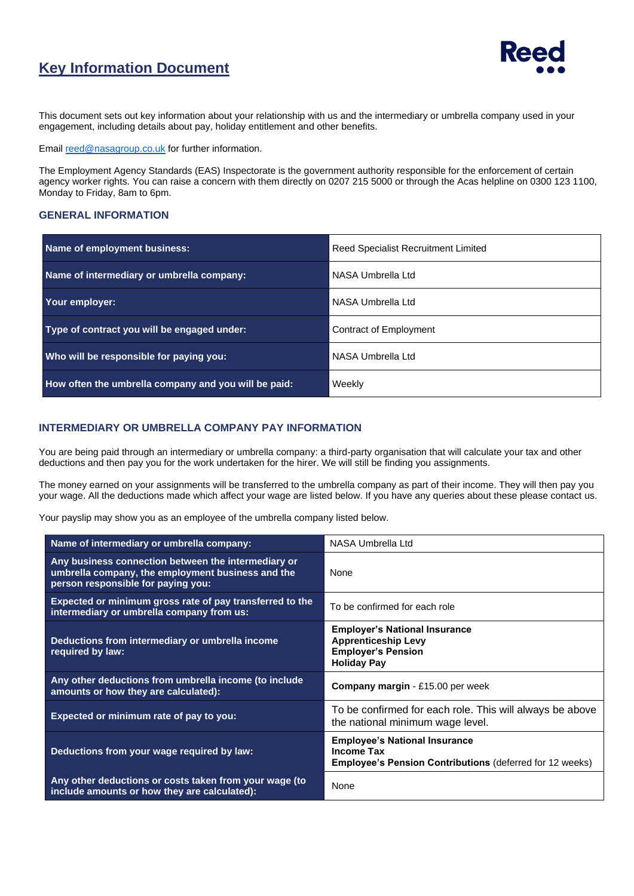# Key Information Document

This document sets out key information about your relationship with us and the intermediary or umbrella company used in your engagement, including details about pay, holiday entitlement and other benefits.

Email reed@nasagroup.co.uk for further information.

The Employment Agency Standards (EAS) Inspectorate is the government authority responsible for the enforcement of certain agency worker rights. You can raise a concern with them directly on 0207 215 5000 or through the Acas helpline on 0300 123 1100, Monday to Friday, 8am to 6pm.

## GENERAL INFORMATION

| | |
|---|---|
| **Name of employment business:** | Reed Specialist Recruitment Limited |
| **Name of intermediary or umbrella company:** | NASA Umbrella Ltd |
| **Your employer:** | NASA Umbrella Ltd |
| **Type of contract you will be engaged under:** | Contract of Employment |
| **Who will be responsible for paying you:** | NASA Umbrella Ltd |
| **How often the umbrella company and you will be paid:** | Weekly |

## INTERMEDIARY OR UMBRELLA COMPANY PAY INFORMATION

You are being paid through an intermediary or umbrella company: a third-party organisation that will calculate your tax and other deductions and then pay you for the work undertaken for the hirer. We will still be finding you assignments.

The money earned on your assignments will be transferred to the umbrella company as part of their income. They will then pay you your wage. All the deductions made which affect your wage are listed below. If you have any queries about these please contact us.

Your payslip may show you as an employee of the umbrella company listed below.

| | |
|---|---|
| **Name of intermediary or umbrella company:** | NASA Umbrella Ltd |
| **Any business connection between the intermediary or umbrella company, the employment business and the person responsible for paying you:** | None |
| **Expected or minimum gross rate of pay transferred to the intermediary or umbrella company from us:** | To be confirmed for each role |
| **Deductions from intermediary or umbrella income required by law:** | **Employer's National Insurance**<br>**Apprenticeship Levy**<br>**Employer's Pension**<br>**Holiday Pay** |
| **Any other deductions from umbrella income (to include amounts or how they are calculated):** | **Company margin** - £15.00 per week |
| **Expected or minimum rate of pay to you:** | To be confirmed for each role. This will always be above the national minimum wage level. |
| **Deductions from your wage required by law:** | **Employee's National Insurance**<br>**Income Tax**<br>**Employee's Pension Contributions** (deferred for 12 weeks) |
| **Any other deductions or costs taken from your wage (to include amounts or how they are calculated):** | None |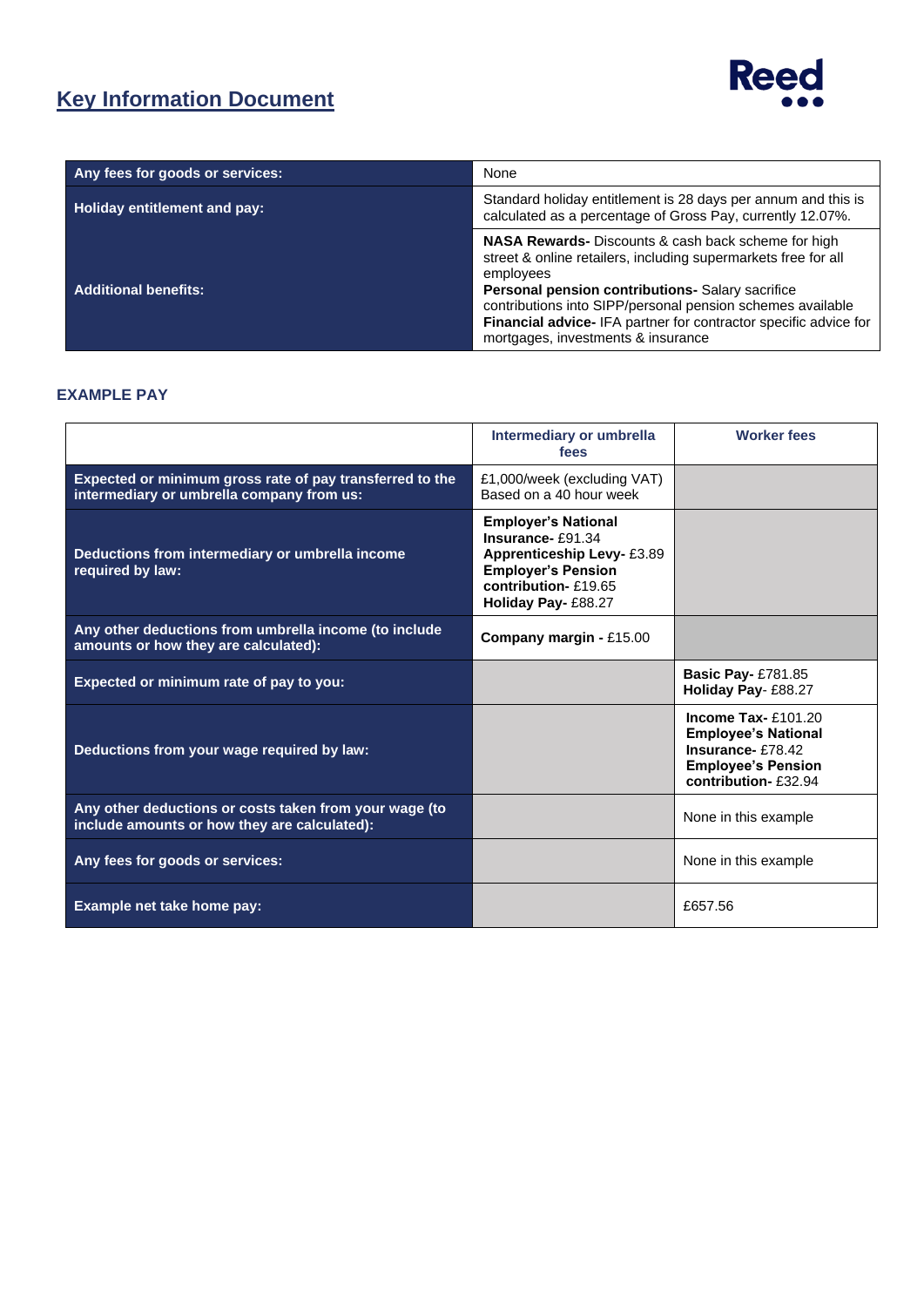# Key Information Document

Reed

| | |
|---|---|
| **Any fees for goods or services:** | None |
| **Holiday entitlement and pay:** | Standard holiday entitlement is 28 days per annum and this is calculated as a percentage of Gross Pay, currently 12.07%. |
| **Additional benefits:** | **NASA Rewards-** Discounts & cash back scheme for high street & online retailers, including supermarkets free for all employees<br>**Personal pension contributions-** Salary sacrifice contributions into SIPP/personal pension schemes available<br>**Financial advice-** IFA partner for contractor specific advice for mortgages, investments & insurance |

### EXAMPLE PAY

| | Intermediary or umbrella fees | Worker fees |
|---|---|---|
| **Expected or minimum gross rate of pay transferred to the intermediary or umbrella company from us:** | £1,000/week (excluding VAT)<br>Based on a 40 hour week | |
| **Deductions from intermediary or umbrella income required by law:** | **Employer's National Insurance-** £91.34<br>**Apprenticeship Levy-** £3.89<br>**Employer's Pension contribution-** £19.65<br>**Holiday Pay-** £88.27 | |
| **Any other deductions from umbrella income (to include amounts or how they are calculated):** | **Company margin -** £15.00 | |
| **Expected or minimum rate of pay to you:** | | **Basic Pay-** £781.85<br>**Holiday Pay**- £88.27 |
| **Deductions from your wage required by law:** | | **Income Tax-** £101.20<br>**Employee's National Insurance-** £78.42<br>**Employee's Pension contribution-** £32.94 |
| **Any other deductions or costs taken from your wage (to include amounts or how they are calculated):** | | None in this example |
| **Any fees for goods or services:** | | None in this example |
| **Example net take home pay:** | | £657.56 |